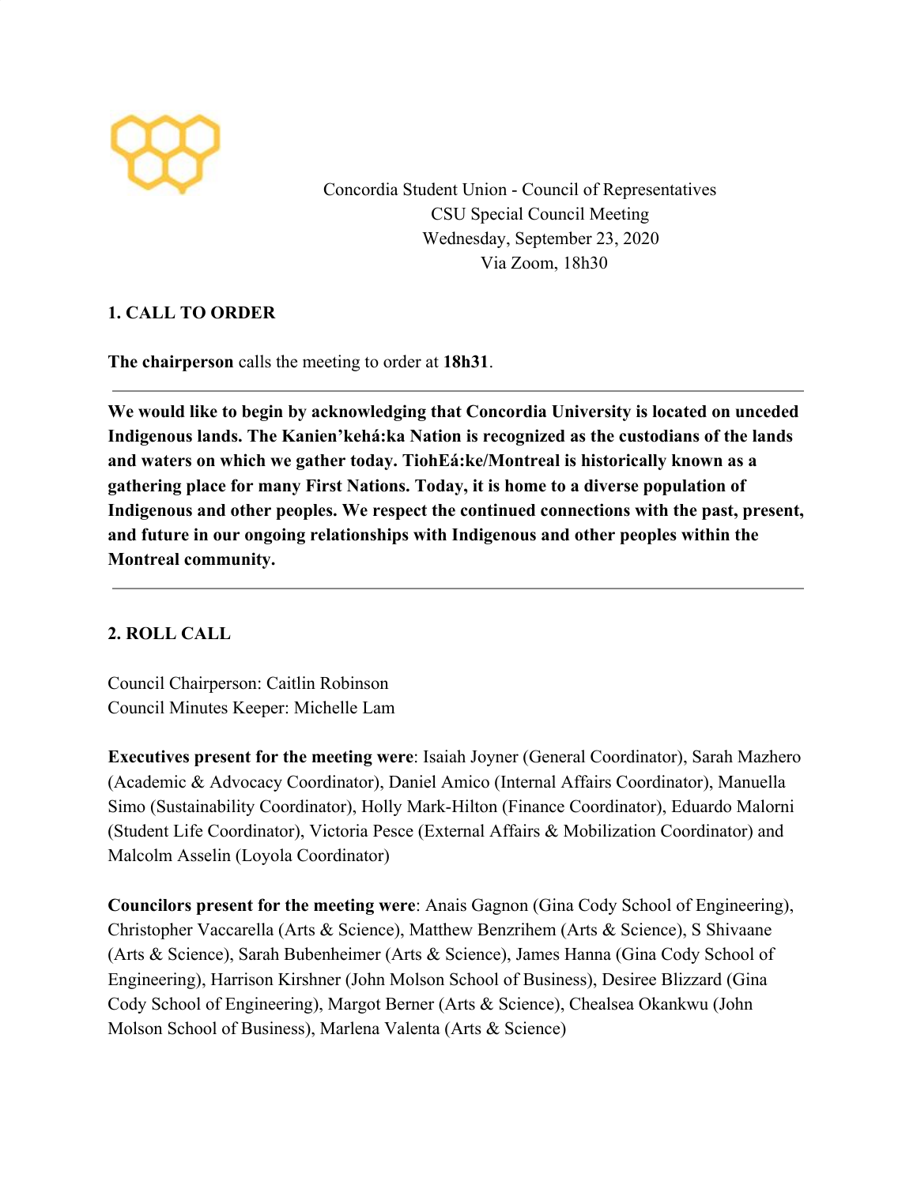Concordia Student Union - Council of Representatives
CSU Special Council Meeting
Wednesday, September 23, 2020
Via Zoom, 18h30

## 1. CALL TO ORDER

**The chairperson** calls the meeting to order at **18h31**.

---

**We would like to begin by acknowledging that Concordia University is located on unceded Indigenous lands. The Kanien'kehá:ka Nation is recognized as the custodians of the lands and waters on which we gather today. TiohEá:ke/Montreal is historically known as a gathering place for many First Nations. Today, it is home to a diverse population of Indigenous and other peoples. We respect the continued connections with the past, present, and future in our ongoing relationships with Indigenous and other peoples within the Montreal community.**

---

## 2. ROLL CALL

Council Chairperson: Caitlin Robinson
Council Minutes Keeper: Michelle Lam

**Executives present for the meeting were**: Isaiah Joyner (General Coordinator), Sarah Mazhero (Academic & Advocacy Coordinator), Daniel Amico (Internal Affairs Coordinator), Manuella Simo (Sustainability Coordinator), Holly Mark-Hilton (Finance Coordinator), Eduardo Malorni (Student Life Coordinator), Victoria Pesce (External Affairs & Mobilization Coordinator) and Malcolm Asselin (Loyola Coordinator)

**Councilors present for the meeting were**: Anais Gagnon (Gina Cody School of Engineering), Christopher Vaccarella (Arts & Science), Matthew Benzrihem (Arts & Science), S Shivaane (Arts & Science), Sarah Bubenheimer (Arts & Science), James Hanna (Gina Cody School of Engineering), Harrison Kirshner (John Molson School of Business), Desiree Blizzard (Gina Cody School of Engineering), Margot Berner (Arts & Science), Chealsea Okankwu (John Molson School of Business), Marlena Valenta (Arts & Science)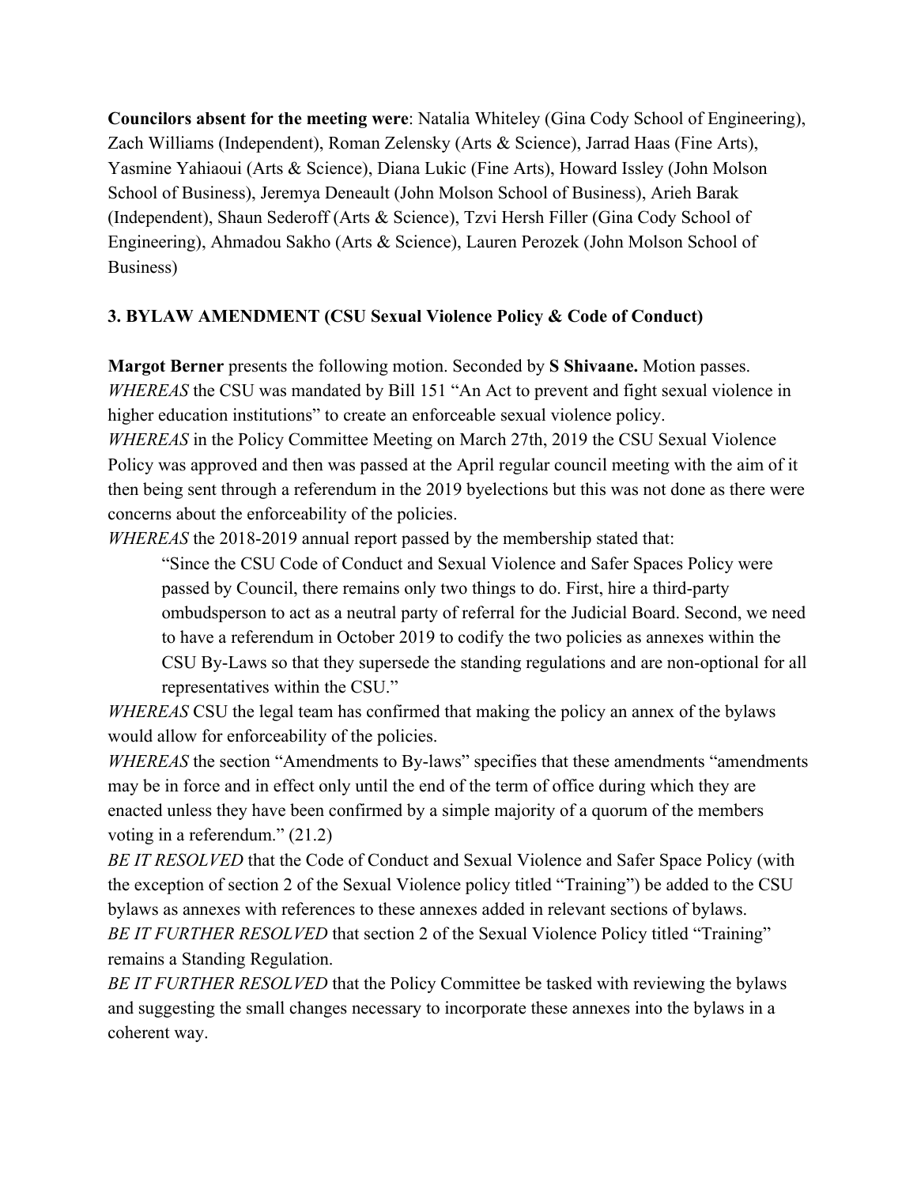**Councilors absent for the meeting were**: Natalia Whiteley (Gina Cody School of Engineering), Zach Williams (Independent), Roman Zelensky (Arts & Science), Jarrad Haas (Fine Arts), Yasmine Yahiaoui (Arts & Science), Diana Lukic (Fine Arts), Howard Issley (John Molson School of Business), Jeremya Deneault (John Molson School of Business), Arieh Barak (Independent), Shaun Sederoff (Arts & Science), Tzvi Hersh Filler (Gina Cody School of Engineering), Ahmadou Sakho (Arts & Science), Lauren Perozek (John Molson School of Business)

### 3. BYLAW AMENDMENT (CSU Sexual Violence Policy & Code of Conduct)

**Margot Berner** presents the following motion. Seconded by **S Shivaane.** Motion passes.

*WHEREAS* the CSU was mandated by Bill 151 "An Act to prevent and fight sexual violence in higher education institutions" to create an enforceable sexual violence policy.

*WHEREAS* in the Policy Committee Meeting on March 27th, 2019 the CSU Sexual Violence Policy was approved and then was passed at the April regular council meeting with the aim of it then being sent through a referendum in the 2019 byelections but this was not done as there were concerns about the enforceability of the policies.

*WHEREAS* the 2018-2019 annual report passed by the membership stated that:

> "Since the CSU Code of Conduct and Sexual Violence and Safer Spaces Policy were passed by Council, there remains only two things to do. First, hire a third-party ombudsperson to act as a neutral party of referral for the Judicial Board. Second, we need to have a referendum in October 2019 to codify the two policies as annexes within the CSU By-Laws so that they supersede the standing regulations and are non-optional for all representatives within the CSU."

*WHEREAS* CSU the legal team has confirmed that making the policy an annex of the bylaws would allow for enforceability of the policies.

*WHEREAS* the section "Amendments to By-laws" specifies that these amendments "amendments may be in force and in effect only until the end of the term of office during which they are enacted unless they have been confirmed by a simple majority of a quorum of the members voting in a referendum." (21.2)

*BE IT RESOLVED* that the Code of Conduct and Sexual Violence and Safer Space Policy (with the exception of section 2 of the Sexual Violence policy titled "Training") be added to the CSU bylaws as annexes with references to these annexes added in relevant sections of bylaws.

*BE IT FURTHER RESOLVED* that section 2 of the Sexual Violence Policy titled "Training" remains a Standing Regulation.

*BE IT FURTHER RESOLVED* that the Policy Committee be tasked with reviewing the bylaws and suggesting the small changes necessary to incorporate these annexes into the bylaws in a coherent way.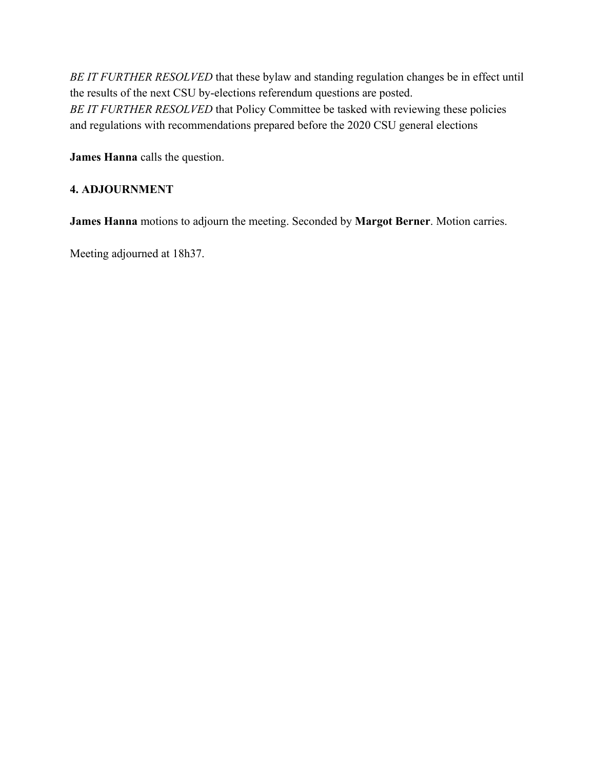*BE IT FURTHER RESOLVED* that these bylaw and standing regulation changes be in effect until the results of the next CSU by-elections referendum questions are posted.
*BE IT FURTHER RESOLVED* that Policy Committee be tasked with reviewing these policies and regulations with recommendations prepared before the 2020 CSU general elections

**James Hanna** calls the question.

**4. ADJOURNMENT**

**James Hanna** motions to adjourn the meeting. Seconded by **Margot Berner**. Motion carries.

Meeting adjourned at 18h37.